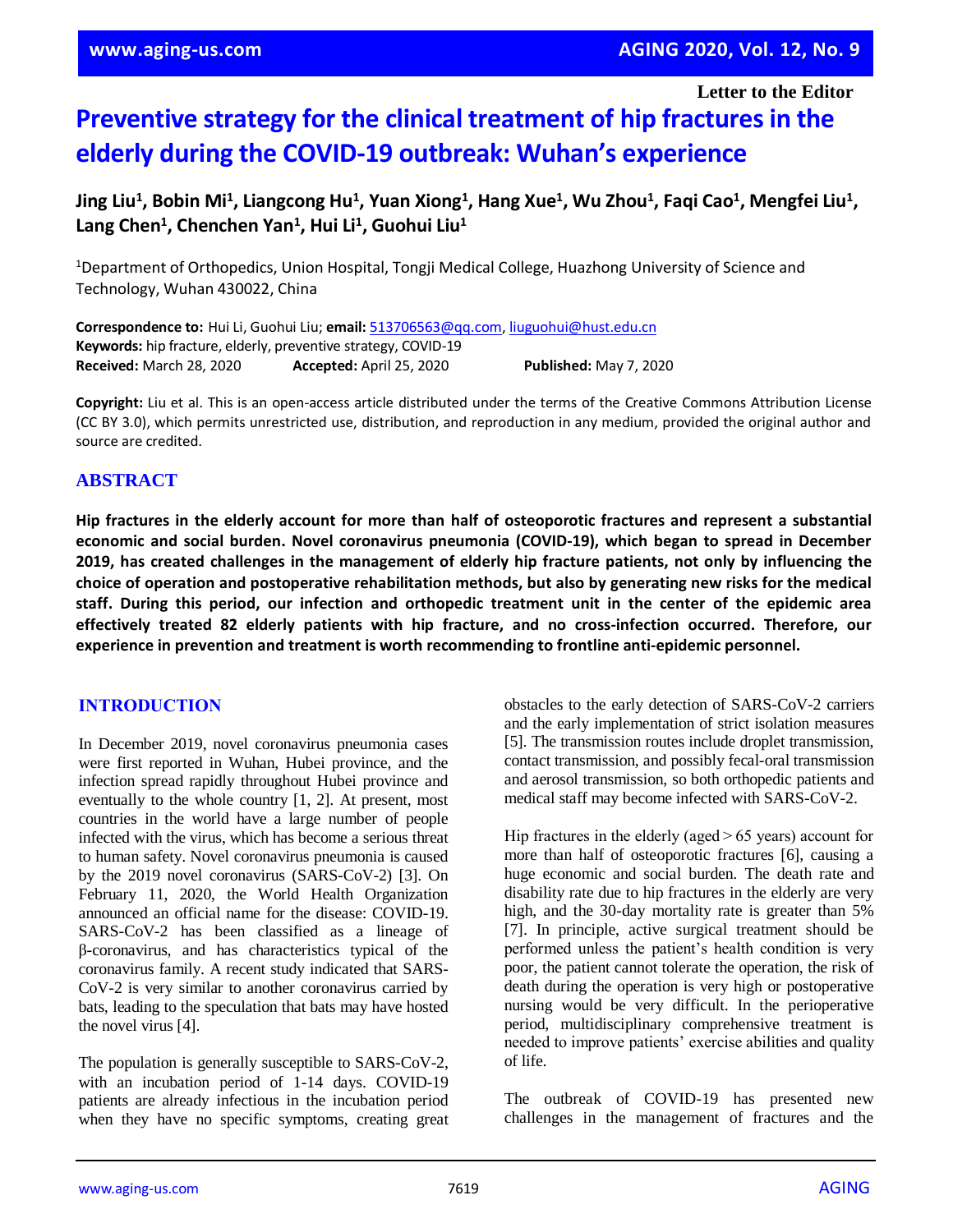Letter to the Editor

# Preventive strategy for the clinical treatment of hip fractures in the elderly during the COVID-19 outbreak: Wuhan's experience

**Jing Liu[1], Bobin Mi[1], Liangcong Hu[1], Yuan Xiong[1], Hang Xue[1], Wu Zhou[1], Faqi Cao[1], Mengfei Liu[1], Lang Chen[1], Chenchen Yan[1], Hui Li[1], Guohui Liu[1]**

[1]Department of Orthopedics, Union Hospital, Tongji Medical College, Huazhong University of Science and Technology, Wuhan 430022, China

**Correspondence to:** Hui Li, Guohui Liu; **email:** 513706563@qq.com, liuguohui@hust.edu.cn
**Keywords:** hip fracture, elderly, preventive strategy, COVID-19
**Received:** March 28, 2020 **Accepted:** April 25, 2020 **Published:** May 7, 2020

**Copyright:** Liu et al. This is an open-access article distributed under the terms of the Creative Commons Attribution License (CC BY 3.0), which permits unrestricted use, distribution, and reproduction in any medium, provided the original author and source are credited.

## ABSTRACT

**Hip fractures in the elderly account for more than half of osteoporotic fractures and represent a substantial economic and social burden. Novel coronavirus pneumonia (COVID-19), which began to spread in December 2019, has created challenges in the management of elderly hip fracture patients, not only by influencing the choice of operation and postoperative rehabilitation methods, but also by generating new risks for the medical staff. During this period, our infection and orthopedic treatment unit in the center of the epidemic area effectively treated 82 elderly patients with hip fracture, and no cross-infection occurred. Therefore, our experience in prevention and treatment is worth recommending to frontline anti-epidemic personnel.**

## INTRODUCTION

In December 2019, novel coronavirus pneumonia cases were first reported in Wuhan, Hubei province, and the infection spread rapidly throughout Hubei province and eventually to the whole country [1, 2]. At present, most countries in the world have a large number of people infected with the virus, which has become a serious threat to human safety. Novel coronavirus pneumonia is caused by the 2019 novel coronavirus (SARS-CoV-2) [3]. On February 11, 2020, the World Health Organization announced an official name for the disease: COVID-19. SARS-CoV-2 has been classified as a lineage of β-coronavirus, and has characteristics typical of the coronavirus family. A recent study indicated that SARS-CoV-2 is very similar to another coronavirus carried by bats, leading to the speculation that bats may have hosted the novel virus [4].

The population is generally susceptible to SARS-CoV-2, with an incubation period of 1-14 days. COVID-19 patients are already infectious in the incubation period when they have no specific symptoms, creating great obstacles to the early detection of SARS-CoV-2 carriers and the early implementation of strict isolation measures [5]. The transmission routes include droplet transmission, contact transmission, and possibly fecal-oral transmission and aerosol transmission, so both orthopedic patients and medical staff may become infected with SARS-CoV-2.

Hip fractures in the elderly (aged > 65 years) account for more than half of osteoporotic fractures [6], causing a huge economic and social burden. The death rate and disability rate due to hip fractures in the elderly are very high, and the 30-day mortality rate is greater than 5% [7]. In principle, active surgical treatment should be performed unless the patient's health condition is very poor, the patient cannot tolerate the operation, the risk of death during the operation is very high or postoperative nursing would be very difficult. In the perioperative period, multidisciplinary comprehensive treatment is needed to improve patients' exercise abilities and quality of life.

The outbreak of COVID-19 has presented new challenges in the management of fractures and the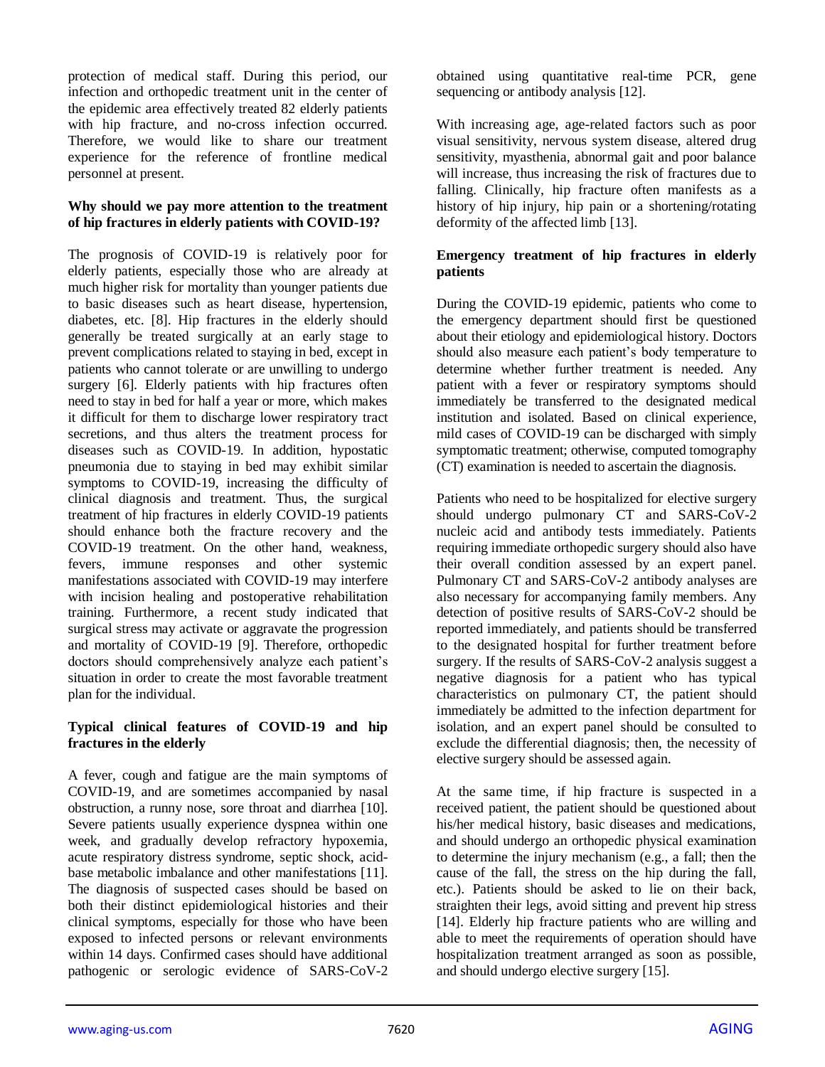protection of medical staff. During this period, our infection and orthopedic treatment unit in the center of the epidemic area effectively treated 82 elderly patients with hip fracture, and no-cross infection occurred. Therefore, we would like to share our treatment experience for the reference of frontline medical personnel at present.

## Why should we pay more attention to the treatment of hip fractures in elderly patients with COVID-19?

The prognosis of COVID-19 is relatively poor for elderly patients, especially those who are already at much higher risk for mortality than younger patients due to basic diseases such as heart disease, hypertension, diabetes, etc. [8]. Hip fractures in the elderly should generally be treated surgically at an early stage to prevent complications related to staying in bed, except in patients who cannot tolerate or are unwilling to undergo surgery [6]. Elderly patients with hip fractures often need to stay in bed for half a year or more, which makes it difficult for them to discharge lower respiratory tract secretions, and thus alters the treatment process for diseases such as COVID-19. In addition, hypostatic pneumonia due to staying in bed may exhibit similar symptoms to COVID-19, increasing the difficulty of clinical diagnosis and treatment. Thus, the surgical treatment of hip fractures in elderly COVID-19 patients should enhance both the fracture recovery and the COVID-19 treatment. On the other hand, weakness, fevers, immune responses and other systemic manifestations associated with COVID-19 may interfere with incision healing and postoperative rehabilitation training. Furthermore, a recent study indicated that surgical stress may activate or aggravate the progression and mortality of COVID-19 [9]. Therefore, orthopedic doctors should comprehensively analyze each patient's situation in order to create the most favorable treatment plan for the individual.

## Typical clinical features of COVID-19 and hip fractures in the elderly

A fever, cough and fatigue are the main symptoms of COVID-19, and are sometimes accompanied by nasal obstruction, a runny nose, sore throat and diarrhea [10]. Severe patients usually experience dyspnea within one week, and gradually develop refractory hypoxemia, acute respiratory distress syndrome, septic shock, acid-base metabolic imbalance and other manifestations [11]. The diagnosis of suspected cases should be based on both their distinct epidemiological histories and their clinical symptoms, especially for those who have been exposed to infected persons or relevant environments within 14 days. Confirmed cases should have additional pathogenic or serologic evidence of SARS-CoV-2 obtained using quantitative real-time PCR, gene sequencing or antibody analysis [12].

With increasing age, age-related factors such as poor visual sensitivity, nervous system disease, altered drug sensitivity, myasthenia, abnormal gait and poor balance will increase, thus increasing the risk of fractures due to falling. Clinically, hip fracture often manifests as a history of hip injury, hip pain or a shortening/rotating deformity of the affected limb [13].

## Emergency treatment of hip fractures in elderly patients

During the COVID-19 epidemic, patients who come to the emergency department should first be questioned about their etiology and epidemiological history. Doctors should also measure each patient's body temperature to determine whether further treatment is needed. Any patient with a fever or respiratory symptoms should immediately be transferred to the designated medical institution and isolated. Based on clinical experience, mild cases of COVID-19 can be discharged with simply symptomatic treatment; otherwise, computed tomography (CT) examination is needed to ascertain the diagnosis.

Patients who need to be hospitalized for elective surgery should undergo pulmonary CT and SARS-CoV-2 nucleic acid and antibody tests immediately. Patients requiring immediate orthopedic surgery should also have their overall condition assessed by an expert panel. Pulmonary CT and SARS-CoV-2 antibody analyses are also necessary for accompanying family members. Any detection of positive results of SARS-CoV-2 should be reported immediately, and patients should be transferred to the designated hospital for further treatment before surgery. If the results of SARS-CoV-2 analysis suggest a negative diagnosis for a patient who has typical characteristics on pulmonary CT, the patient should immediately be admitted to the infection department for isolation, and an expert panel should be consulted to exclude the differential diagnosis; then, the necessity of elective surgery should be assessed again.

At the same time, if hip fracture is suspected in a received patient, the patient should be questioned about his/her medical history, basic diseases and medications, and should undergo an orthopedic physical examination to determine the injury mechanism (e.g., a fall; then the cause of the fall, the stress on the hip during the fall, etc.). Patients should be asked to lie on their back, straighten their legs, avoid sitting and prevent hip stress [14]. Elderly hip fracture patients who are willing and able to meet the requirements of operation should have hospitalization treatment arranged as soon as possible, and should undergo elective surgery [15].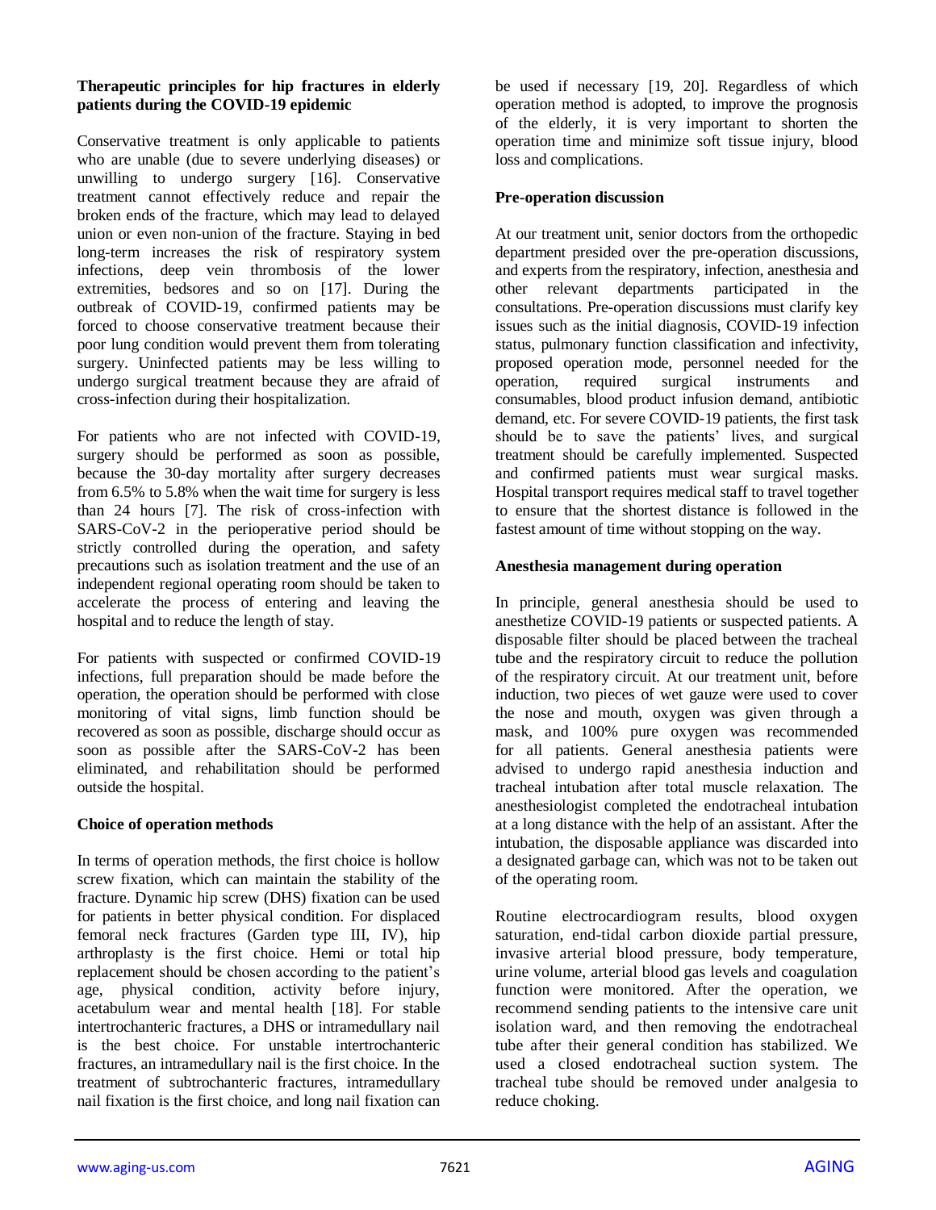### Therapeutic principles for hip fractures in elderly patients during the COVID-19 epidemic

Conservative treatment is only applicable to patients who are unable (due to severe underlying diseases) or unwilling to undergo surgery [16]. Conservative treatment cannot effectively reduce and repair the broken ends of the fracture, which may lead to delayed union or even non-union of the fracture. Staying in bed long-term increases the risk of respiratory system infections, deep vein thrombosis of the lower extremities, bedsores and so on [17]. During the outbreak of COVID-19, confirmed patients may be forced to choose conservative treatment because their poor lung condition would prevent them from tolerating surgery. Uninfected patients may be less willing to undergo surgical treatment because they are afraid of cross-infection during their hospitalization.

For patients who are not infected with COVID-19, surgery should be performed as soon as possible, because the 30-day mortality after surgery decreases from 6.5% to 5.8% when the wait time for surgery is less than 24 hours [7]. The risk of cross-infection with SARS-CoV-2 in the perioperative period should be strictly controlled during the operation, and safety precautions such as isolation treatment and the use of an independent regional operating room should be taken to accelerate the process of entering and leaving the hospital and to reduce the length of stay.

For patients with suspected or confirmed COVID-19 infections, full preparation should be made before the operation, the operation should be performed with close monitoring of vital signs, limb function should be recovered as soon as possible, discharge should occur as soon as possible after the SARS-CoV-2 has been eliminated, and rehabilitation should be performed outside the hospital.

### Choice of operation methods

In terms of operation methods, the first choice is hollow screw fixation, which can maintain the stability of the fracture. Dynamic hip screw (DHS) fixation can be used for patients in better physical condition. For displaced femoral neck fractures (Garden type III, IV), hip arthroplasty is the first choice. Hemi or total hip replacement should be chosen according to the patient's age, physical condition, activity before injury, acetabulum wear and mental health [18]. For stable intertrochanteric fractures, a DHS or intramedullary nail is the best choice. For unstable intertrochanteric fractures, an intramedullary nail is the first choice. In the treatment of subtrochanteric fractures, intramedullary nail fixation is the first choice, and long nail fixation can be used if necessary [19, 20]. Regardless of which operation method is adopted, to improve the prognosis of the elderly, it is very important to shorten the operation time and minimize soft tissue injury, blood loss and complications.

### Pre-operation discussion

At our treatment unit, senior doctors from the orthopedic department presided over the pre-operation discussions, and experts from the respiratory, infection, anesthesia and other relevant departments participated in the consultations. Pre-operation discussions must clarify key issues such as the initial diagnosis, COVID-19 infection status, pulmonary function classification and infectivity, proposed operation mode, personnel needed for the operation, required surgical instruments and consumables, blood product infusion demand, antibiotic demand, etc. For severe COVID-19 patients, the first task should be to save the patients' lives, and surgical treatment should be carefully implemented. Suspected and confirmed patients must wear surgical masks. Hospital transport requires medical staff to travel together to ensure that the shortest distance is followed in the fastest amount of time without stopping on the way.

### Anesthesia management during operation

In principle, general anesthesia should be used to anesthetize COVID-19 patients or suspected patients. A disposable filter should be placed between the tracheal tube and the respiratory circuit to reduce the pollution of the respiratory circuit. At our treatment unit, before induction, two pieces of wet gauze were used to cover the nose and mouth, oxygen was given through a mask, and 100% pure oxygen was recommended for all patients. General anesthesia patients were advised to undergo rapid anesthesia induction and tracheal intubation after total muscle relaxation. The anesthesiologist completed the endotracheal intubation at a long distance with the help of an assistant. After the intubation, the disposable appliance was discarded into a designated garbage can, which was not to be taken out of the operating room.

Routine electrocardiogram results, blood oxygen saturation, end-tidal carbon dioxide partial pressure, invasive arterial blood pressure, body temperature, urine volume, arterial blood gas levels and coagulation function were monitored. After the operation, we recommend sending patients to the intensive care unit isolation ward, and then removing the endotracheal tube after their general condition has stabilized. We used a closed endotracheal suction system. The tracheal tube should be removed under analgesia to reduce choking.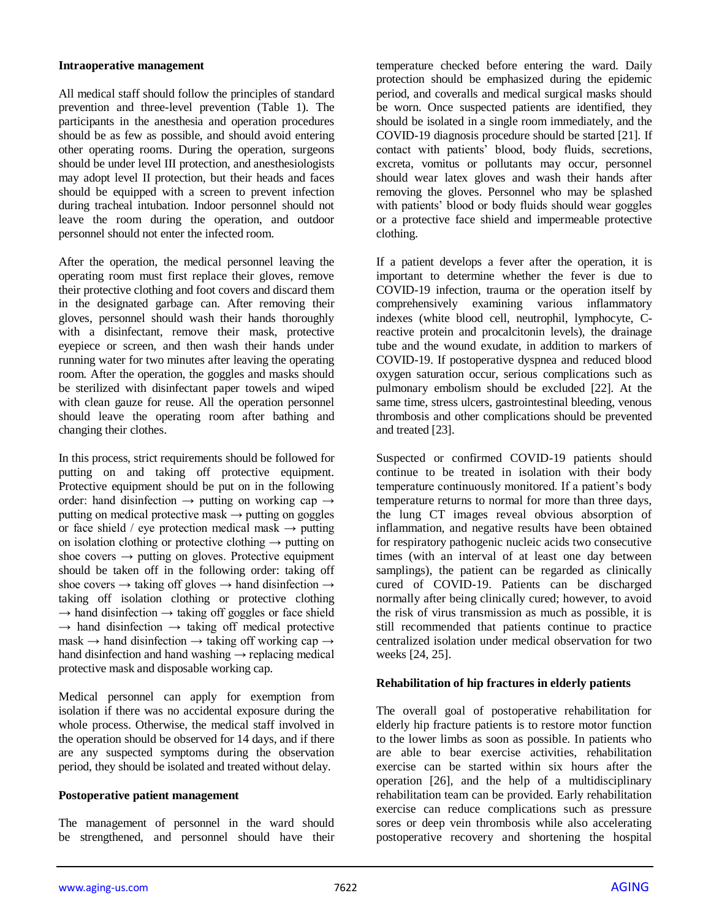### Intraoperative management

All medical staff should follow the principles of standard prevention and three-level prevention (Table 1). The participants in the anesthesia and operation procedures should be as few as possible, and should avoid entering other operating rooms. During the operation, surgeons should be under level III protection, and anesthesiologists may adopt level II protection, but their heads and faces should be equipped with a screen to prevent infection during tracheal intubation. Indoor personnel should not leave the room during the operation, and outdoor personnel should not enter the infected room.

After the operation, the medical personnel leaving the operating room must first replace their gloves, remove their protective clothing and foot covers and discard them in the designated garbage can. After removing their gloves, personnel should wash their hands thoroughly with a disinfectant, remove their mask, protective eyepiece or screen, and then wash their hands under running water for two minutes after leaving the operating room. After the operation, the goggles and masks should be sterilized with disinfectant paper towels and wiped with clean gauze for reuse. All the operation personnel should leave the operating room after bathing and changing their clothes.

In this process, strict requirements should be followed for putting on and taking off protective equipment. Protective equipment should be put on in the following order: hand disinfection → putting on working cap → putting on medical protective mask → putting on goggles or face shield / eye protection medical mask → putting on isolation clothing or protective clothing → putting on shoe covers → putting on gloves. Protective equipment should be taken off in the following order: taking off shoe covers → taking off gloves → hand disinfection → taking off isolation clothing or protective clothing → hand disinfection → taking off goggles or face shield → hand disinfection → taking off medical protective mask → hand disinfection → taking off working cap → hand disinfection and hand washing → replacing medical protective mask and disposable working cap.

Medical personnel can apply for exemption from isolation if there was no accidental exposure during the whole process. Otherwise, the medical staff involved in the operation should be observed for 14 days, and if there are any suspected symptoms during the observation period, they should be isolated and treated without delay.

### Postoperative patient management

The management of personnel in the ward should be strengthened, and personnel should have their temperature checked before entering the ward. Daily protection should be emphasized during the epidemic period, and coveralls and medical surgical masks should be worn. Once suspected patients are identified, they should be isolated in a single room immediately, and the COVID-19 diagnosis procedure should be started [21]. If contact with patients' blood, body fluids, secretions, excreta, vomitus or pollutants may occur, personnel should wear latex gloves and wash their hands after removing the gloves. Personnel who may be splashed with patients' blood or body fluids should wear goggles or a protective face shield and impermeable protective clothing.

If a patient develops a fever after the operation, it is important to determine whether the fever is due to COVID-19 infection, trauma or the operation itself by comprehensively examining various inflammatory indexes (white blood cell, neutrophil, lymphocyte, C-reactive protein and procalcitonin levels), the drainage tube and the wound exudate, in addition to markers of COVID-19. If postoperative dyspnea and reduced blood oxygen saturation occur, serious complications such as pulmonary embolism should be excluded [22]. At the same time, stress ulcers, gastrointestinal bleeding, venous thrombosis and other complications should be prevented and treated [23].

Suspected or confirmed COVID-19 patients should continue to be treated in isolation with their body temperature continuously monitored. If a patient's body temperature returns to normal for more than three days, the lung CT images reveal obvious absorption of inflammation, and negative results have been obtained for respiratory pathogenic nucleic acids two consecutive times (with an interval of at least one day between samplings), the patient can be regarded as clinically cured of COVID-19. Patients can be discharged normally after being clinically cured; however, to avoid the risk of virus transmission as much as possible, it is still recommended that patients continue to practice centralized isolation under medical observation for two weeks [24, 25].

### Rehabilitation of hip fractures in elderly patients

The overall goal of postoperative rehabilitation for elderly hip fracture patients is to restore motor function to the lower limbs as soon as possible. In patients who are able to bear exercise activities, rehabilitation exercise can be started within six hours after the operation [26], and the help of a multidisciplinary rehabilitation team can be provided. Early rehabilitation exercise can reduce complications such as pressure sores or deep vein thrombosis while also accelerating postoperative recovery and shortening the hospital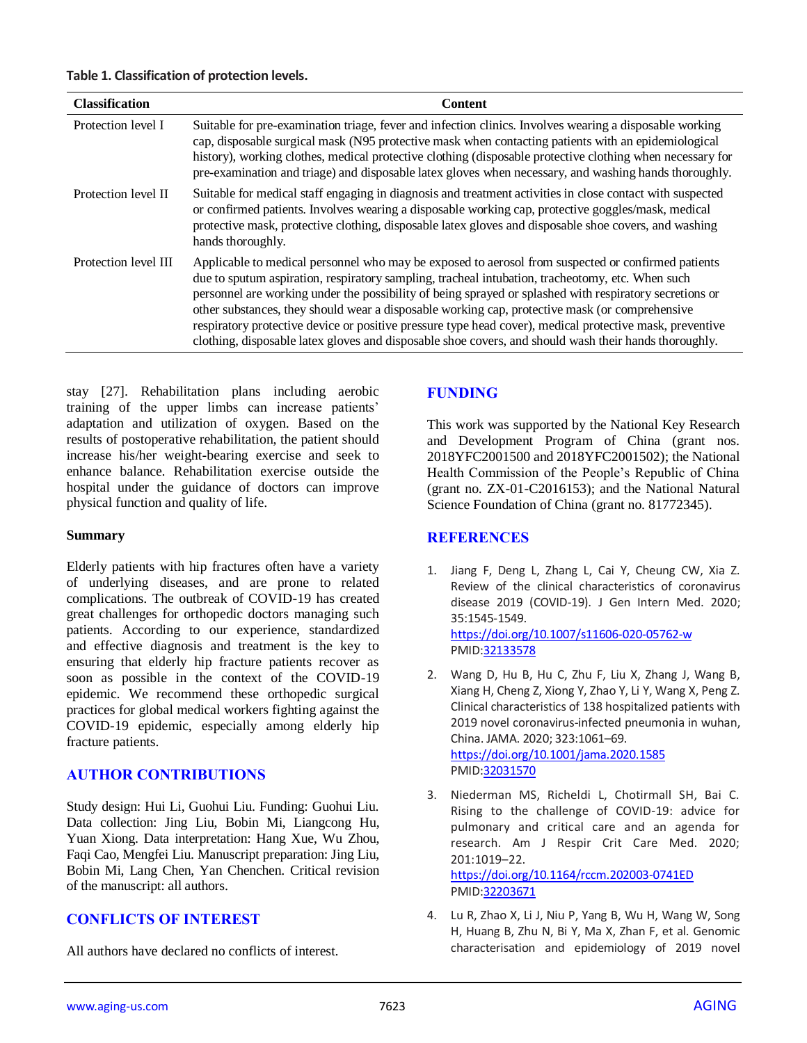**Table 1. Classification of protection levels.**

| Classification | Content |
|---|---|
| Protection level I | Suitable for pre-examination triage, fever and infection clinics. Involves wearing a disposable working cap, disposable surgical mask (N95 protective mask when contacting patients with an epidemiological history), working clothes, medical protective clothing (disposable protective clothing when necessary for pre-examination and triage) and disposable latex gloves when necessary, and washing hands thoroughly. |
| Protection level II | Suitable for medical staff engaging in diagnosis and treatment activities in close contact with suspected or confirmed patients. Involves wearing a disposable working cap, protective goggles/mask, medical protective mask, protective clothing, disposable latex gloves and disposable shoe covers, and washing hands thoroughly. |
| Protection level III | Applicable to medical personnel who may be exposed to aerosol from suspected or confirmed patients due to sputum aspiration, respiratory sampling, tracheal intubation, tracheotomy, etc. When such personnel are working under the possibility of being sprayed or splashed with respiratory secretions or other substances, they should wear a disposable working cap, protective mask (or comprehensive respiratory protective device or positive pressure type head cover), medical protective mask, preventive clothing, disposable latex gloves and disposable shoe covers, and should wash their hands thoroughly. |

stay [27]. Rehabilitation plans including aerobic training of the upper limbs can increase patients' adaptation and utilization of oxygen. Based on the results of postoperative rehabilitation, the patient should increase his/her weight-bearing exercise and seek to enhance balance. Rehabilitation exercise outside the hospital under the guidance of doctors can improve physical function and quality of life.

#### Summary

Elderly patients with hip fractures often have a variety of underlying diseases, and are prone to related complications. The outbreak of COVID-19 has created great challenges for orthopedic doctors managing such patients. According to our experience, standardized and effective diagnosis and treatment is the key to ensuring that elderly hip fracture patients recover as soon as possible in the context of the COVID-19 epidemic. We recommend these orthopedic surgical practices for global medical workers fighting against the COVID-19 epidemic, especially among elderly hip fracture patients.

## AUTHOR CONTRIBUTIONS

Study design: Hui Li, Guohui Liu. Funding: Guohui Liu. Data collection: Jing Liu, Bobin Mi, Liangcong Hu, Yuan Xiong. Data interpretation: Hang Xue, Wu Zhou, Faqi Cao, Mengfei Liu. Manuscript preparation: Jing Liu, Bobin Mi, Lang Chen, Yan Chenchen. Critical revision of the manuscript: all authors.

## CONFLICTS OF INTEREST

All authors have declared no conflicts of interest.

## FUNDING

This work was supported by the National Key Research and Development Program of China (grant nos. 2018YFC2001500 and 2018YFC2001502); the National Health Commission of the People's Republic of China (grant no. ZX-01-C2016153); and the National Natural Science Foundation of China (grant no. 81772345).

## REFERENCES

1. Jiang F, Deng L, Zhang L, Cai Y, Cheung CW, Xia Z. Review of the clinical characteristics of coronavirus disease 2019 (COVID-19). J Gen Intern Med. 2020; 35:1545-1549.
https://doi.org/10.1007/s11606-020-05762-w
PMID:32133578

2. Wang D, Hu B, Hu C, Zhu F, Liu X, Zhang J, Wang B, Xiang H, Cheng Z, Xiong Y, Zhao Y, Li Y, Wang X, Peng Z. Clinical characteristics of 138 hospitalized patients with 2019 novel coronavirus-infected pneumonia in wuhan, China. JAMA. 2020; 323:1061–69.
https://doi.org/10.1001/jama.2020.1585
PMID:32031570

3. Niederman MS, Richeldi L, Chotirmall SH, Bai C. Rising to the challenge of COVID-19: advice for pulmonary and critical care and an agenda for research. Am J Respir Crit Care Med. 2020; 201:1019–22.
https://doi.org/10.1164/rccm.202003-0741ED
PMID:32203671

4. Lu R, Zhao X, Li J, Niu P, Yang B, Wu H, Wang W, Song H, Huang B, Zhu N, Bi Y, Ma X, Zhan F, et al. Genomic characterisation and epidemiology of 2019 novel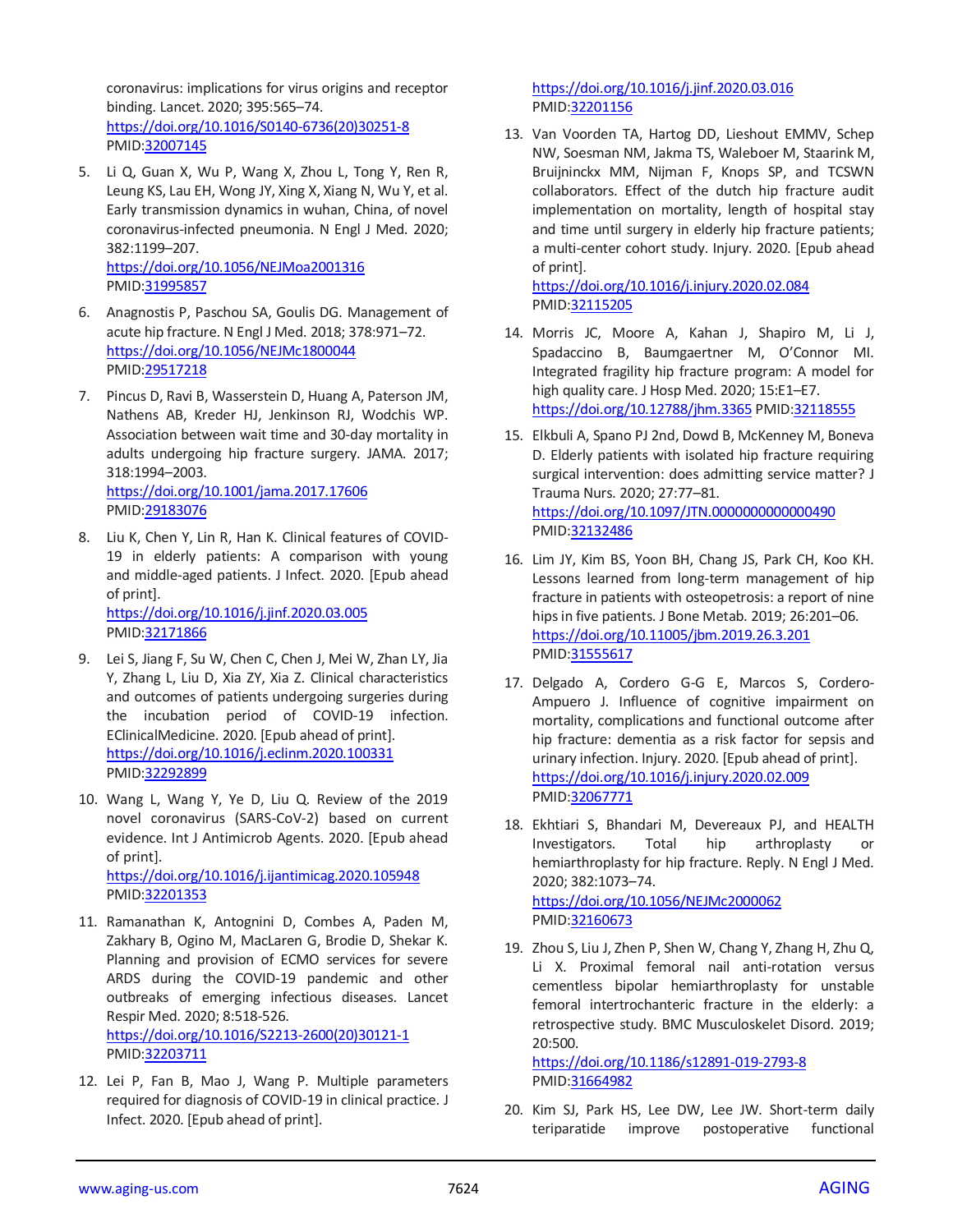coronavirus: implications for virus origins and receptor binding. Lancet. 2020; 395:565–74. https://doi.org/10.1016/S0140-6736(20)30251-8 PMID:32007145

5. Li Q, Guan X, Wu P, Wang X, Zhou L, Tong Y, Ren R, Leung KS, Lau EH, Wong JY, Xing X, Xiang N, Wu Y, et al. Early transmission dynamics in wuhan, China, of novel coronavirus-infected pneumonia. N Engl J Med. 2020; 382:1199–207. https://doi.org/10.1056/NEJMoa2001316 PMID:31995857

6. Anagnostis P, Paschou SA, Goulis DG. Management of acute hip fracture. N Engl J Med. 2018; 378:971–72. https://doi.org/10.1056/NEJMc1800044 PMID:29517218

7. Pincus D, Ravi B, Wasserstein D, Huang A, Paterson JM, Nathens AB, Kreder HJ, Jenkinson RJ, Wodchis WP. Association between wait time and 30-day mortality in adults undergoing hip fracture surgery. JAMA. 2017; 318:1994–2003. https://doi.org/10.1001/jama.2017.17606 PMID:29183076

8. Liu K, Chen Y, Lin R, Han K. Clinical features of COVID-19 in elderly patients: A comparison with young and middle-aged patients. J Infect. 2020. [Epub ahead of print]. https://doi.org/10.1016/j.jinf.2020.03.005 PMID:32171866

9. Lei S, Jiang F, Su W, Chen C, Chen J, Mei W, Zhan LY, Jia Y, Zhang L, Liu D, Xia ZY, Xia Z. Clinical characteristics and outcomes of patients undergoing surgeries during the incubation period of COVID-19 infection. EClinicalMedicine. 2020. [Epub ahead of print]. https://doi.org/10.1016/j.eclinm.2020.100331 PMID:32292899

10. Wang L, Wang Y, Ye D, Liu Q. Review of the 2019 novel coronavirus (SARS-CoV-2) based on current evidence. Int J Antimicrob Agents. 2020. [Epub ahead of print]. https://doi.org/10.1016/j.ijantimicag.2020.105948 PMID:32201353

11. Ramanathan K, Antognini D, Combes A, Paden M, Zakhary B, Ogino M, MacLaren G, Brodie D, Shekar K. Planning and provision of ECMO services for severe ARDS during the COVID-19 pandemic and other outbreaks of emerging infectious diseases. Lancet Respir Med. 2020; 8:518-526. https://doi.org/10.1016/S2213-2600(20)30121-1 PMID:32203711

12. Lei P, Fan B, Mao J, Wang P. Multiple parameters required for diagnosis of COVID-19 in clinical practice. J Infect. 2020. [Epub ahead of print]. https://doi.org/10.1016/j.jinf.2020.03.016 PMID:32201156

13. Van Voorden TA, Hartog DD, Lieshout EMMV, Schep NW, Soesman NM, Jakma TS, Waleboer M, Staarink M, Bruijninckx MM, Nijman F, Knops SP, and TCSWN collaborators. Effect of the dutch hip fracture audit implementation on mortality, length of hospital stay and time until surgery in elderly hip fracture patients; a multi-center cohort study. Injury. 2020. [Epub ahead of print]. https://doi.org/10.1016/j.injury.2020.02.084 PMID:32115205

14. Morris JC, Moore A, Kahan J, Shapiro M, Li J, Spadaccino B, Baumgaertner M, O'Connor MI. Integrated fragility hip fracture program: A model for high quality care. J Hosp Med. 2020; 15:E1–E7. https://doi.org/10.12788/jhm.3365 PMID:32118555

15. Elkbuli A, Spano PJ 2nd, Dowd B, McKenney M, Boneva D. Elderly patients with isolated hip fracture requiring surgical intervention: does admitting service matter? J Trauma Nurs. 2020; 27:77–81. https://doi.org/10.1097/JTN.0000000000000490 PMID:32132486

16. Lim JY, Kim BS, Yoon BH, Chang JS, Park CH, Koo KH. Lessons learned from long-term management of hip fracture in patients with osteopetrosis: a report of nine hips in five patients. J Bone Metab. 2019; 26:201–06. https://doi.org/10.11005/jbm.2019.26.3.201 PMID:31555617

17. Delgado A, Cordero G-G E, Marcos S, Cordero-Ampuero J. Influence of cognitive impairment on mortality, complications and functional outcome after hip fracture: dementia as a risk factor for sepsis and urinary infection. Injury. 2020. [Epub ahead of print]. https://doi.org/10.1016/j.injury.2020.02.009 PMID:32067771

18. Ekhtiari S, Bhandari M, Devereaux PJ, and HEALTH Investigators. Total hip arthroplasty or hemiarthroplasty for hip fracture. Reply. N Engl J Med. 2020; 382:1073–74. https://doi.org/10.1056/NEJMc2000062 PMID:32160673

19. Zhou S, Liu J, Zhen P, Shen W, Chang Y, Zhang H, Zhu Q, Li X. Proximal femoral nail anti-rotation versus cementless bipolar hemiarthroplasty for unstable femoral intertrochanteric fracture in the elderly: a retrospective study. BMC Musculoskelet Disord. 2019; 20:500. https://doi.org/10.1186/s12891-019-2793-8 PMID:31664982

20. Kim SJ, Park HS, Lee DW, Lee JW. Short-term daily teriparatide improve postoperative functional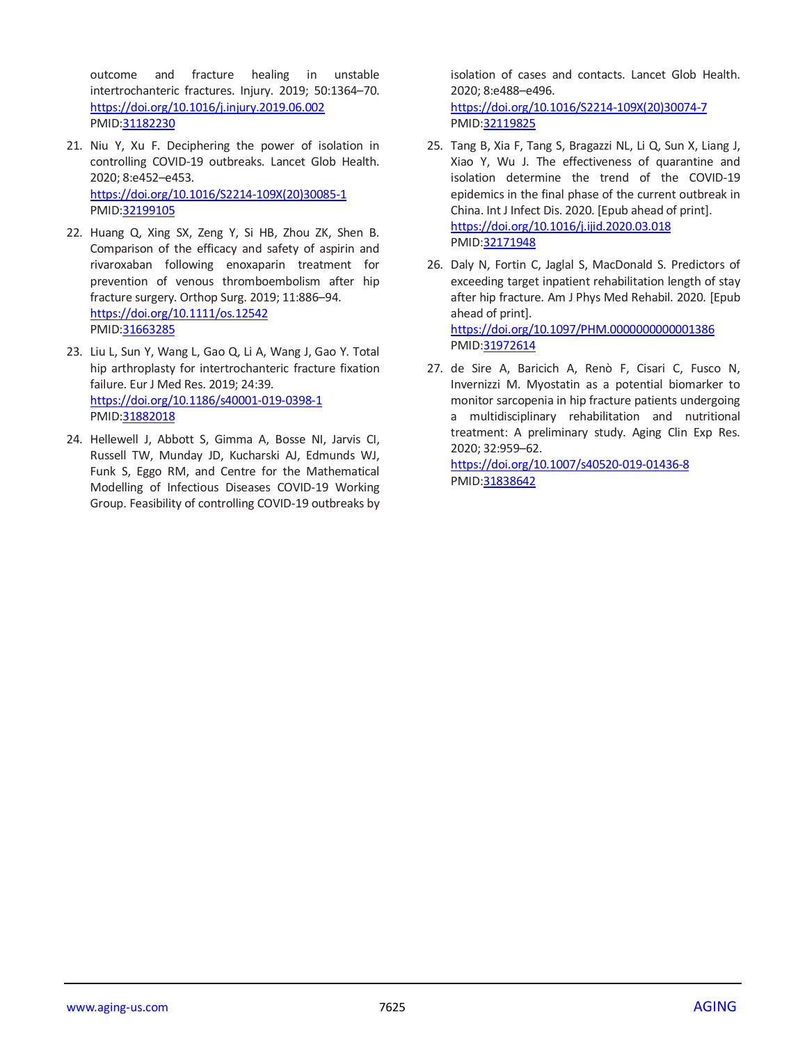outcome and fracture healing in unstable intertrochanteric fractures. Injury. 2019; 50:1364–70. https://doi.org/10.1016/j.injury.2019.06.002 PMID:31182230

21. Niu Y, Xu F. Deciphering the power of isolation in controlling COVID-19 outbreaks. Lancet Glob Health. 2020; 8:e452–e453. https://doi.org/10.1016/S2214-109X(20)30085-1 PMID:32199105

22. Huang Q, Xing SX, Zeng Y, Si HB, Zhou ZK, Shen B. Comparison of the efficacy and safety of aspirin and rivaroxaban following enoxaparin treatment for prevention of venous thromboembolism after hip fracture surgery. Orthop Surg. 2019; 11:886–94. https://doi.org/10.1111/os.12542 PMID:31663285

23. Liu L, Sun Y, Wang L, Gao Q, Li A, Wang J, Gao Y. Total hip arthroplasty for intertrochanteric fracture fixation failure. Eur J Med Res. 2019; 24:39. https://doi.org/10.1186/s40001-019-0398-1 PMID:31882018

24. Hellewell J, Abbott S, Gimma A, Bosse NI, Jarvis CI, Russell TW, Munday JD, Kucharski AJ, Edmunds WJ, Funk S, Eggo RM, and Centre for the Mathematical Modelling of Infectious Diseases COVID-19 Working Group. Feasibility of controlling COVID-19 outbreaks by isolation of cases and contacts. Lancet Glob Health. 2020; 8:e488–e496. https://doi.org/10.1016/S2214-109X(20)30074-7 PMID:32119825

25. Tang B, Xia F, Tang S, Bragazzi NL, Li Q, Sun X, Liang J, Xiao Y, Wu J. The effectiveness of quarantine and isolation determine the trend of the COVID-19 epidemics in the final phase of the current outbreak in China. Int J Infect Dis. 2020. [Epub ahead of print]. https://doi.org/10.1016/j.ijid.2020.03.018 PMID:32171948

26. Daly N, Fortin C, Jaglal S, MacDonald S. Predictors of exceeding target inpatient rehabilitation length of stay after hip fracture. Am J Phys Med Rehabil. 2020. [Epub ahead of print]. https://doi.org/10.1097/PHM.0000000000001386 PMID:31972614

27. de Sire A, Baricich A, Renò F, Cisari C, Fusco N, Invernizzi M. Myostatin as a potential biomarker to monitor sarcopenia in hip fracture patients undergoing a multidisciplinary rehabilitation and nutritional treatment: A preliminary study. Aging Clin Exp Res. 2020; 32:959–62. https://doi.org/10.1007/s40520-019-01436-8 PMID:31838642